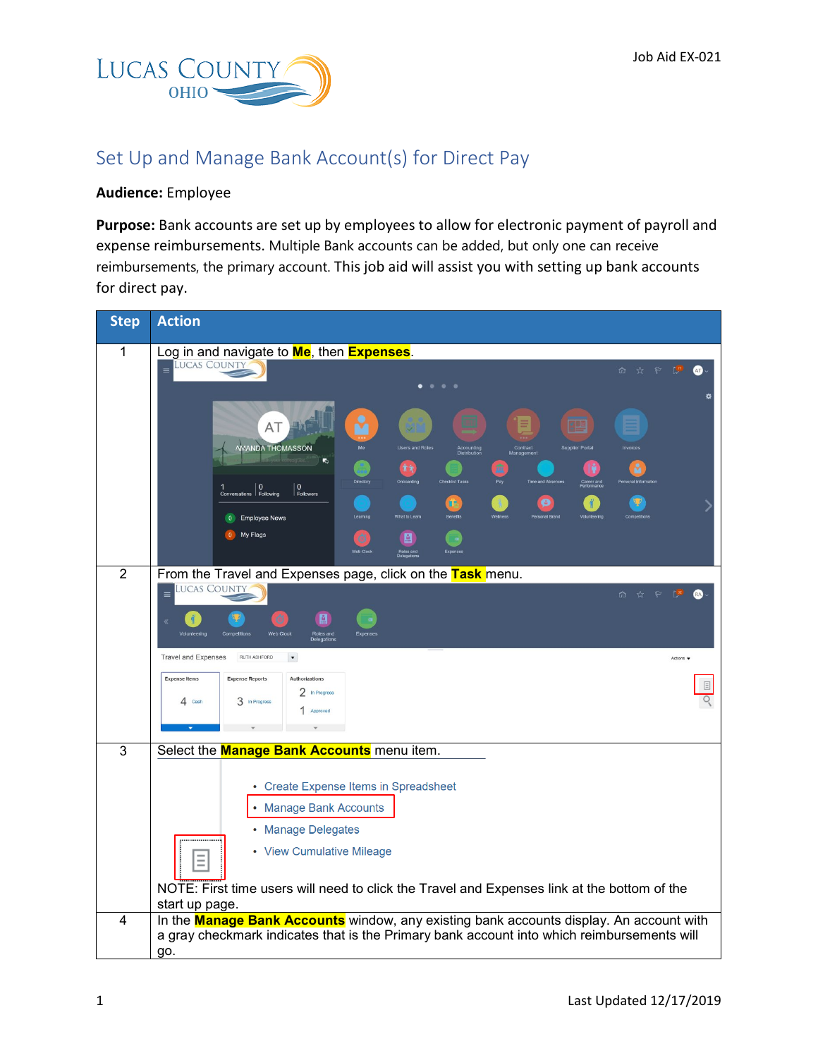Job Aid EX-021

# Set Up and Manage Bank Account(s) for Direct Pay

**Audience:** Employee

**Purpose:** Bank accounts are set up by employees to allow for electronic payment of payroll and expense reimbursements. Multiple Bank accounts can be added, but only one can receive reimbursements, the primary account. This job aid will assist you with setting up bank accounts for direct pay.

| Step | Action |
| --- | --- |
| 1 | Log in and navigate to **Me**, then **Expenses**. |
| 2 | From the Travel and Expenses page, click on the **Task** menu. |
| 3 | Select the **Manage Bank Accounts** menu item.<br>• Create Expense Items in Spreadsheet<br>• Manage Bank Accounts<br>• Manage Delegates<br>• View Cumulative Mileage<br>NOTE: First time users will need to click the Travel and Expenses link at the bottom of the start up page. |
| 4 | In the **Manage Bank Accounts** window, any existing bank accounts display. An account with a gray checkmark indicates that is the Primary bank account into which reimbursements will go. |

Last Updated 12/17/2019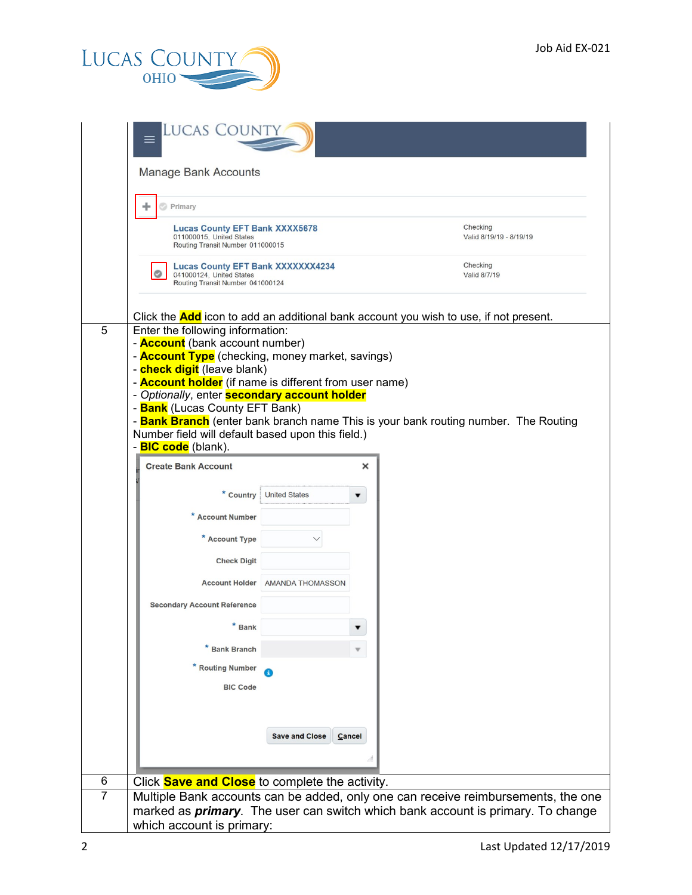| | |
|---|---|
| | Manage Bank Accounts<br><br>+ Primary<br><br>Lucas County EFT Bank XXXX5678<br>011000015, United States<br>Routing Transit Number 011000015 — Checking, Valid 8/19/19 - 8/19/19<br><br>Lucas County EFT Bank XXXXXXX4234<br>041000124, United States<br>Routing Transit Number 041000124 — Checking, Valid 8/7/19<br><br>Click the **Add** icon to add an additional bank account you wish to use, if not present. |
| 5 | Enter the following information:<br>- **Account** (bank account number)<br>- **Account Type** (checking, money market, savings)<br>- **check digit** (leave blank)<br>- **Account holder** (if name is different from user name)<br>- *Optionally*, enter **secondary account holder**<br>- **Bank** (Lucas County EFT Bank)<br>- **Bank Branch** (enter bank branch name This is your bank routing number. The Routing Number field will default based upon this field.)<br>- **BIC code** (blank).<br><br>Create Bank Account<br>* Country: United States<br>* Account Number<br>* Account Type<br>Check Digit<br>Account Holder: AMANDA THOMASSON<br>Secondary Account Reference<br>* Bank<br>* Bank Branch<br>* Routing Number<br>BIC Code<br>Save and Close / Cancel |
| 6 | Click **Save and Close** to complete the activity. |
| 7 | Multiple Bank accounts can be added, only one can receive reimbursements, the one marked as ***primary***. The user can switch which bank account is primary. To change which account is primary: |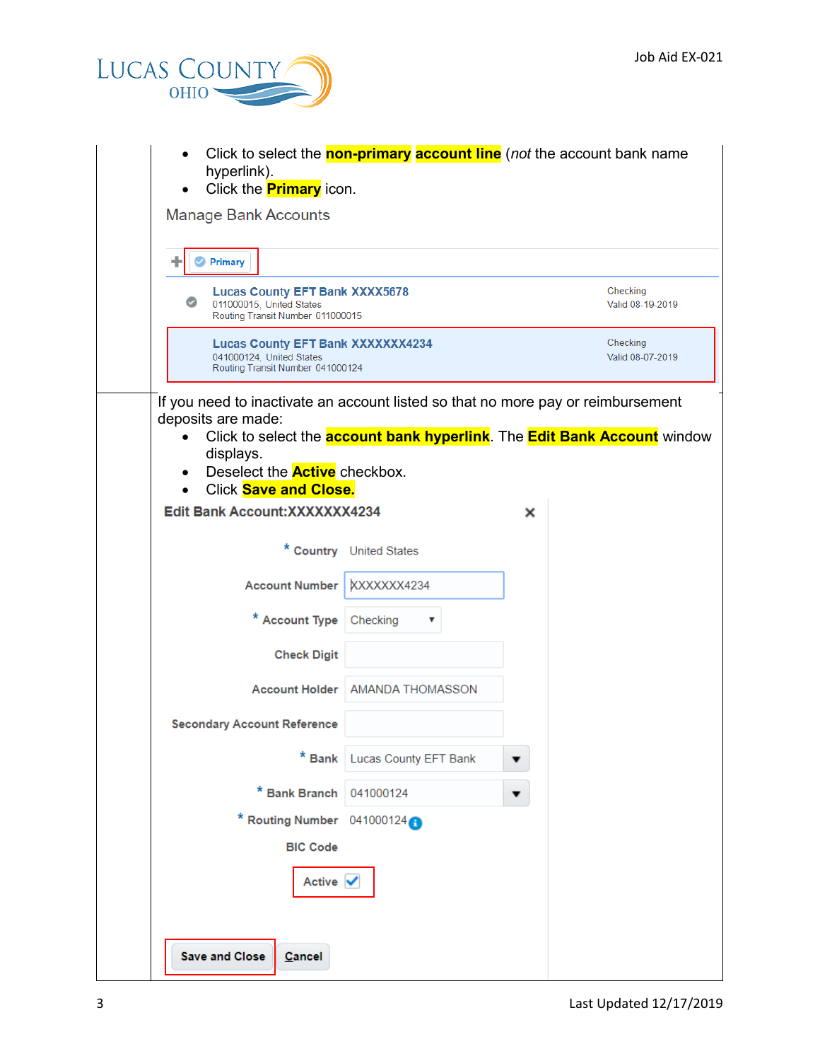- Click to select the **non-primary account line** (*not* the account bank name hyperlink).
- Click the **Primary** icon.

Manage Bank Accounts

Primary

Lucas County EFT Bank XXXX5678
011000015, United States
Routing Transit Number 011000015
Checking
Valid 08-19-2019

Lucas County EFT Bank XXXXXXX4234
041000124, United States
Routing Transit Number 041000124
Checking
Valid 08-07-2019

If you need to inactivate an account listed so that no more pay or reimbursement deposits are made:

- Click to select the **account bank hyperlink**. The **Edit Bank Account** window displays.
- Deselect the **Active** checkbox.
- Click **Save and Close.**

Edit Bank Account:XXXXXXX4234

* Country: United States
Account Number: XXXXXXX4234
* Account Type: Checking
Check Digit:
Account Holder: AMANDA THOMASSON
Secondary Account Reference:
* Bank: Lucas County EFT Bank
* Bank Branch: 041000124
* Routing Number: 041000124
BIC Code:
Active: ☑

Save and Close | Cancel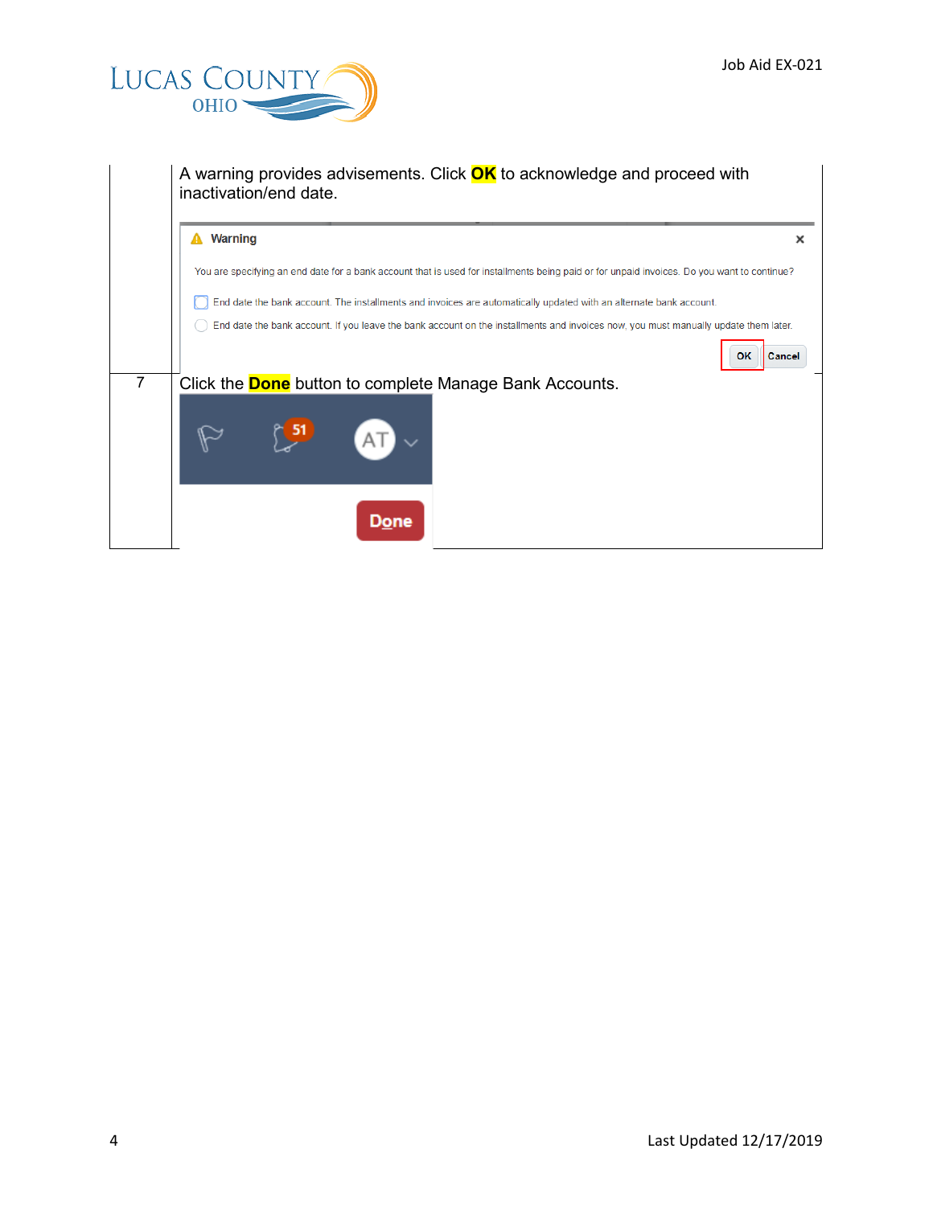| | |
|---|---|
| | A warning provides advisements. Click **OK** to acknowledge and proceed with inactivation/end date. |
| 7 | Click the **Done** button to complete Manage Bank Accounts. |